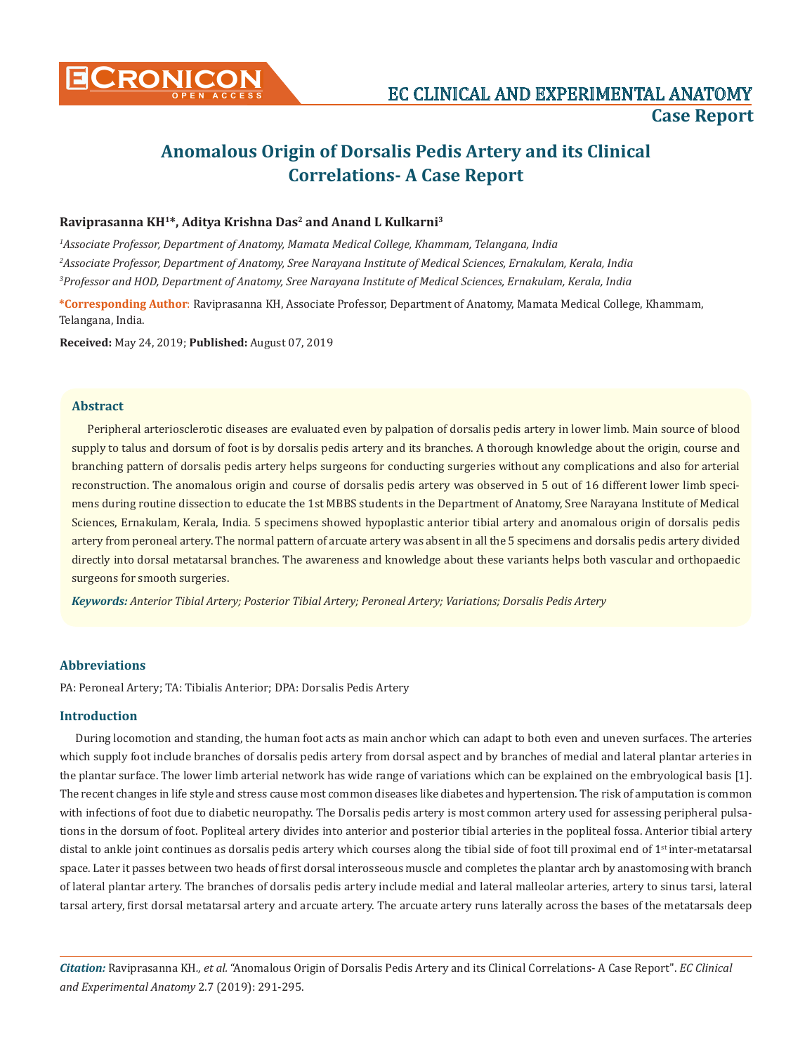# Anomalous Origin of Dorsalis Pedis Artery and its Clinical Correlations- A Case Report

**Raviprasanna KH[1]*, Aditya Krishna Das[2] and Anand L Kulkarni[3]**

*[1]Associate Professor, Department of Anatomy, Mamata Medical College, Khammam, Telangana, India*

*[2]Associate Professor, Department of Anatomy, Sree Narayana Institute of Medical Sciences, Ernakulam, Kerala, India*

*[3]Professor and HOD, Department of Anatomy, Sree Narayana Institute of Medical Sciences, Ernakulam, Kerala, India*

**\*Corresponding Author**: Raviprasanna KH, Associate Professor, Department of Anatomy, Mamata Medical College, Khammam, Telangana, India.

**Received:** May 24, 2019; **Published:** August 07, 2019

## Abstract

Peripheral arteriosclerotic diseases are evaluated even by palpation of dorsalis pedis artery in lower limb. Main source of blood supply to talus and dorsum of foot is by dorsalis pedis artery and its branches. A thorough knowledge about the origin, course and branching pattern of dorsalis pedis artery helps surgeons for conducting surgeries without any complications and also for arterial reconstruction. The anomalous origin and course of dorsalis pedis artery was observed in 5 out of 16 different lower limb specimens during routine dissection to educate the 1st MBBS students in the Department of Anatomy, Sree Narayana Institute of Medical Sciences, Ernakulam, Kerala, India. 5 specimens showed hypoplastic anterior tibial artery and anomalous origin of dorsalis pedis artery from peroneal artery. The normal pattern of arcuate artery was absent in all the 5 specimens and dorsalis pedis artery divided directly into dorsal metatarsal branches. The awareness and knowledge about these variants helps both vascular and orthopaedic surgeons for smooth surgeries.

***Keywords:*** *Anterior Tibial Artery; Posterior Tibial Artery; Peroneal Artery; Variations; Dorsalis Pedis Artery*

## Abbreviations

PA: Peroneal Artery; TA: Tibialis Anterior; DPA: Dorsalis Pedis Artery

## Introduction

During locomotion and standing, the human foot acts as main anchor which can adapt to both even and uneven surfaces. The arteries which supply foot include branches of dorsalis pedis artery from dorsal aspect and by branches of medial and lateral plantar arteries in the plantar surface. The lower limb arterial network has wide range of variations which can be explained on the embryological basis [1]. The recent changes in life style and stress cause most common diseases like diabetes and hypertension. The risk of amputation is common with infections of foot due to diabetic neuropathy. The Dorsalis pedis artery is most common artery used for assessing peripheral pulsations in the dorsum of foot. Popliteal artery divides into anterior and posterior tibial arteries in the popliteal fossa. Anterior tibial artery distal to ankle joint continues as dorsalis pedis artery which courses along the tibial side of foot till proximal end of 1st inter-metatarsal space. Later it passes between two heads of first dorsal interosseous muscle and completes the plantar arch by anastomosing with branch of lateral plantar artery. The branches of dorsalis pedis artery include medial and lateral malleolar arteries, artery to sinus tarsi, lateral tarsal artery, first dorsal metatarsal artery and arcuate artery. The arcuate artery runs laterally across the bases of the metatarsals deep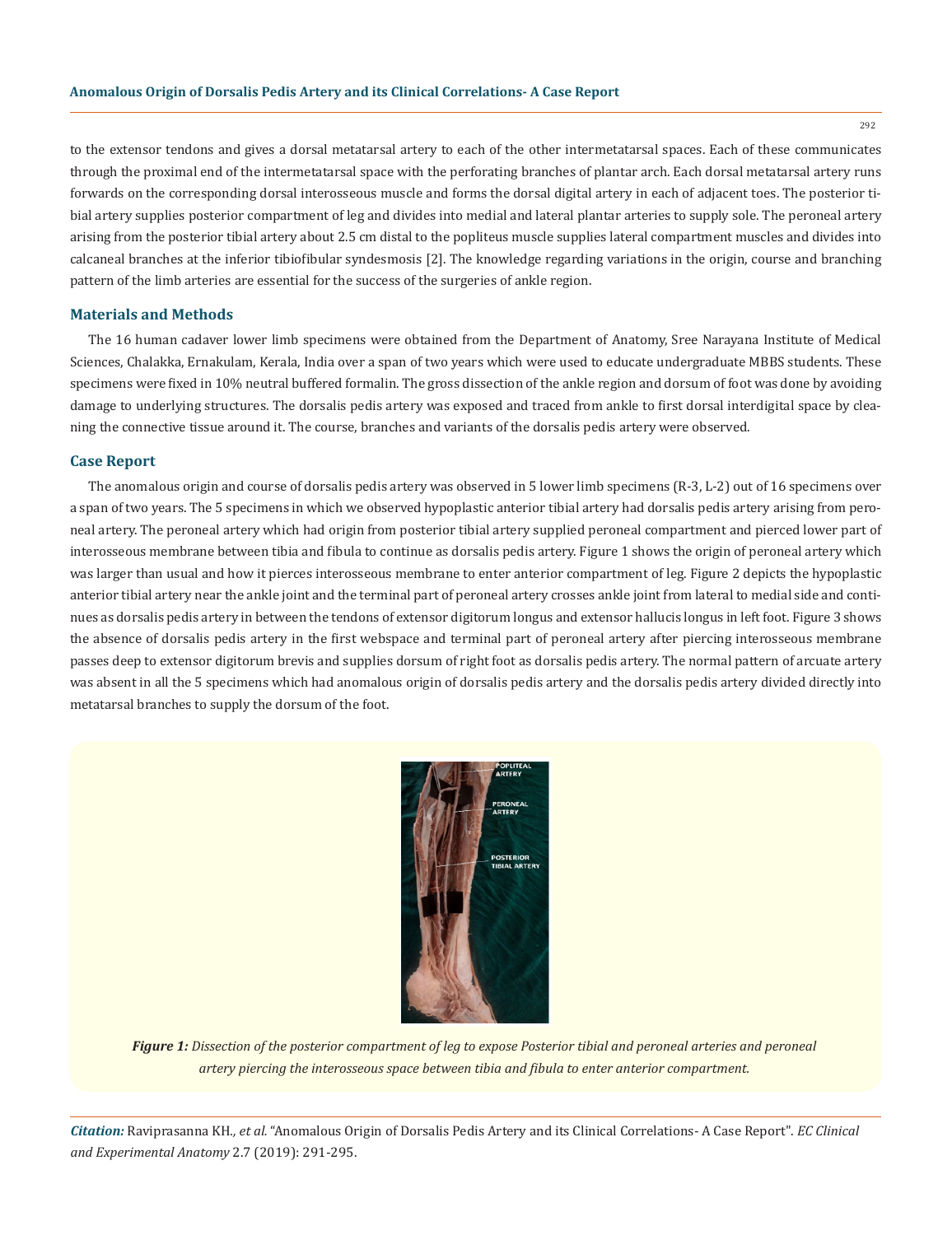to the extensor tendons and gives a dorsal metatarsal artery to each of the other intermetatarsal spaces. Each of these communicates through the proximal end of the intermetatarsal space with the perforating branches of plantar arch. Each dorsal metatarsal artery runs forwards on the corresponding dorsal interosseous muscle and forms the dorsal digital artery in each of adjacent toes. The posterior tibial artery supplies posterior compartment of leg and divides into medial and lateral plantar arteries to supply sole. The peroneal artery arising from the posterior tibial artery about 2.5 cm distal to the popliteus muscle supplies lateral compartment muscles and divides into calcaneal branches at the inferior tibiofibular syndesmosis [2]. The knowledge regarding variations in the origin, course and branching pattern of the limb arteries are essential for the success of the surgeries of ankle region.

## Materials and Methods

The 16 human cadaver lower limb specimens were obtained from the Department of Anatomy, Sree Narayana Institute of Medical Sciences, Chalakka, Ernakulam, Kerala, India over a span of two years which were used to educate undergraduate MBBS students. These specimens were fixed in 10% neutral buffered formalin. The gross dissection of the ankle region and dorsum of foot was done by avoiding damage to underlying structures. The dorsalis pedis artery was exposed and traced from ankle to first dorsal interdigital space by cleaning the connective tissue around it. The course, branches and variants of the dorsalis pedis artery were observed.

## Case Report

The anomalous origin and course of dorsalis pedis artery was observed in 5 lower limb specimens (R-3, L-2) out of 16 specimens over a span of two years. The 5 specimens in which we observed hypoplastic anterior tibial artery had dorsalis pedis artery arising from peroneal artery. The peroneal artery which had origin from posterior tibial artery supplied peroneal compartment and pierced lower part of interosseous membrane between tibia and fibula to continue as dorsalis pedis artery. Figure 1 shows the origin of peroneal artery which was larger than usual and how it pierces interosseous membrane to enter anterior compartment of leg. Figure 2 depicts the hypoplastic anterior tibial artery near the ankle joint and the terminal part of peroneal artery crosses ankle joint from lateral to medial side and continues as dorsalis pedis artery in between the tendons of extensor digitorum longus and extensor hallucis longus in left foot. Figure 3 shows the absence of dorsalis pedis artery in the first webspace and terminal part of peroneal artery after piercing interosseous membrane passes deep to extensor digitorum brevis and supplies dorsum of right foot as dorsalis pedis artery. The normal pattern of arcuate artery was absent in all the 5 specimens which had anomalous origin of dorsalis pedis artery and the dorsalis pedis artery divided directly into metatarsal branches to supply the dorsum of the foot.

***Figure 1:*** *Dissection of the posterior compartment of leg to expose Posterior tibial and peroneal arteries and peroneal artery piercing the interosseous space between tibia and fibula to enter anterior compartment.*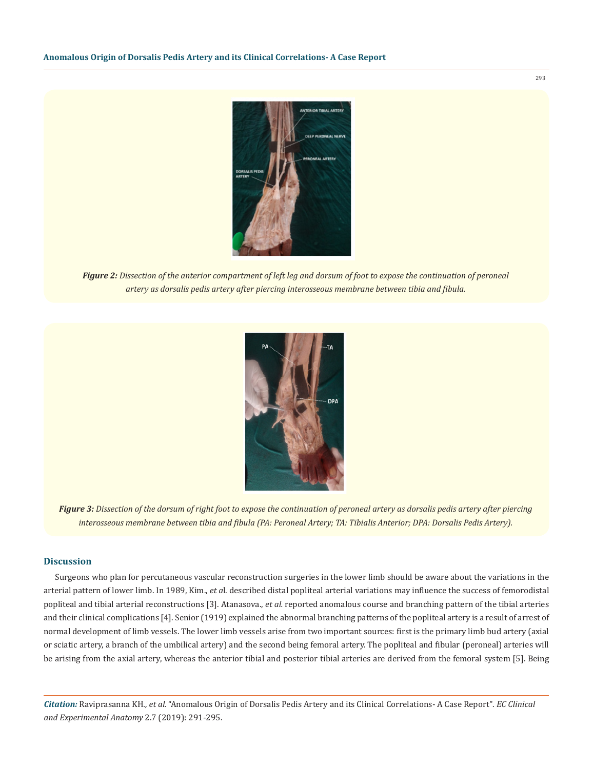*Figure 2: Dissection of the anterior compartment of left leg and dorsum of foot to expose the continuation of peroneal artery as dorsalis pedis artery after piercing interosseous membrane between tibia and fibula.*

*Figure 3: Dissection of the dorsum of right foot to expose the continuation of peroneal artery as dorsalis pedis artery after piercing interosseous membrane between tibia and fibula (PA: Peroneal Artery; TA: Tibialis Anterior; DPA: Dorsalis Pedis Artery).*

## Discussion

Surgeons who plan for percutaneous vascular reconstruction surgeries in the lower limb should be aware about the variations in the arterial pattern of lower limb. In 1989, Kim., *et a*l. described distal popliteal arterial variations may influence the success of femorodistal popliteal and tibial arterial reconstructions [3]. Atanasova., *et al.* reported anomalous course and branching pattern of the tibial arteries and their clinical complications [4]. Senior (1919) explained the abnormal branching patterns of the popliteal artery is a result of arrest of normal development of limb vessels. The lower limb vessels arise from two important sources: first is the primary limb bud artery (axial or sciatic artery, a branch of the umbilical artery) and the second being femoral artery. The popliteal and fibular (peroneal) arteries will be arising from the axial artery, whereas the anterior tibial and posterior tibial arteries are derived from the femoral system [5]. Being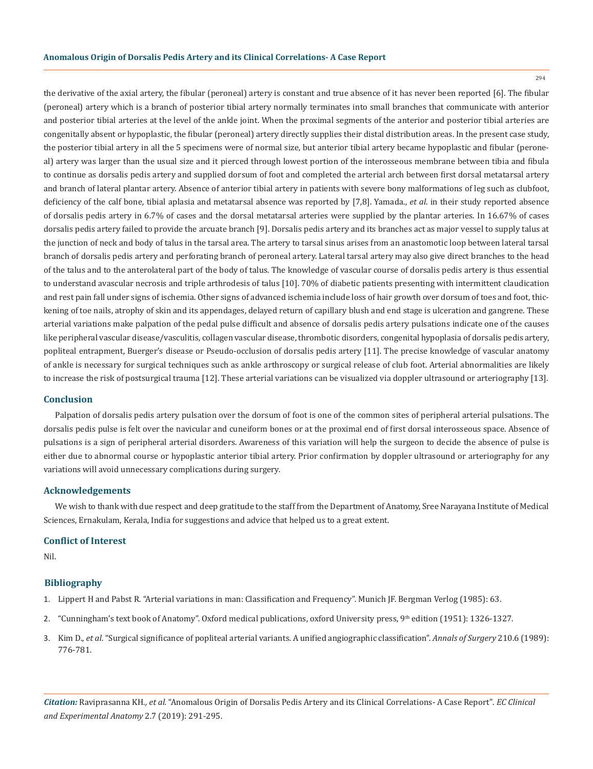the derivative of the axial artery, the fibular (peroneal) artery is constant and true absence of it has never been reported [6]. The fibular (peroneal) artery which is a branch of posterior tibial artery normally terminates into small branches that communicate with anterior and posterior tibial arteries at the level of the ankle joint. When the proximal segments of the anterior and posterior tibial arteries are congenitally absent or hypoplastic, the fibular (peroneal) artery directly supplies their distal distribution areas. In the present case study, the posterior tibial artery in all the 5 specimens were of normal size, but anterior tibial artery became hypoplastic and fibular (peroneal) artery was larger than the usual size and it pierced through lowest portion of the interosseous membrane between tibia and fibula to continue as dorsalis pedis artery and supplied dorsum of foot and completed the arterial arch between first dorsal metatarsal artery and branch of lateral plantar artery. Absence of anterior tibial artery in patients with severe bony malformations of leg such as clubfoot, deficiency of the calf bone, tibial aplasia and metatarsal absence was reported by [7,8]. Yamada., *et al*. in their study reported absence of dorsalis pedis artery in 6.7% of cases and the dorsal metatarsal arteries were supplied by the plantar arteries. In 16.67% of cases dorsalis pedis artery failed to provide the arcuate branch [9]. Dorsalis pedis artery and its branches act as major vessel to supply talus at the junction of neck and body of talus in the tarsal area. The artery to tarsal sinus arises from an anastomotic loop between lateral tarsal branch of dorsalis pedis artery and perforating branch of peroneal artery. Lateral tarsal artery may also give direct branches to the head of the talus and to the anterolateral part of the body of talus. The knowledge of vascular course of dorsalis pedis artery is thus essential to understand avascular necrosis and triple arthrodesis of talus [10]. 70% of diabetic patients presenting with intermittent claudication and rest pain fall under signs of ischemia. Other signs of advanced ischemia include loss of hair growth over dorsum of toes and foot, thickening of toe nails, atrophy of skin and its appendages, delayed return of capillary blush and end stage is ulceration and gangrene. These arterial variations make palpation of the pedal pulse difficult and absence of dorsalis pedis artery pulsations indicate one of the causes like peripheral vascular disease/vasculitis, collagen vascular disease, thrombotic disorders, congenital hypoplasia of dorsalis pedis artery, popliteal entrapment, Buerger's disease or Pseudo-occlusion of dorsalis pedis artery [11]. The precise knowledge of vascular anatomy of ankle is necessary for surgical techniques such as ankle arthroscopy or surgical release of club foot. Arterial abnormalities are likely to increase the risk of postsurgical trauma [12]. These arterial variations can be visualized via doppler ultrasound or arteriography [13].

## Conclusion

Palpation of dorsalis pedis artery pulsation over the dorsum of foot is one of the common sites of peripheral arterial pulsations. The dorsalis pedis pulse is felt over the navicular and cuneiform bones or at the proximal end of first dorsal interosseous space. Absence of pulsations is a sign of peripheral arterial disorders. Awareness of this variation will help the surgeon to decide the absence of pulse is either due to abnormal course or hypoplastic anterior tibial artery. Prior confirmation by doppler ultrasound or arteriography for any variations will avoid unnecessary complications during surgery.

## Acknowledgements

We wish to thank with due respect and deep gratitude to the staff from the Department of Anatomy, Sree Narayana Institute of Medical Sciences, Ernakulam, Kerala, India for suggestions and advice that helped us to a great extent.

## Conflict of Interest

Nil.

## Bibliography

1. Lippert H and Pabst R. "Arterial variations in man: Classification and Frequency". Munich JF. Bergman Verlog (1985): 63.
2. "Cunningham's text book of Anatomy". Oxford medical publications, oxford University press, 9th edition (1951): 1326-1327.
3. Kim D., *et al*. "Surgical significance of popliteal arterial variants. A unified angiographic classification". *Annals of Surgery* 210.6 (1989): 776-781.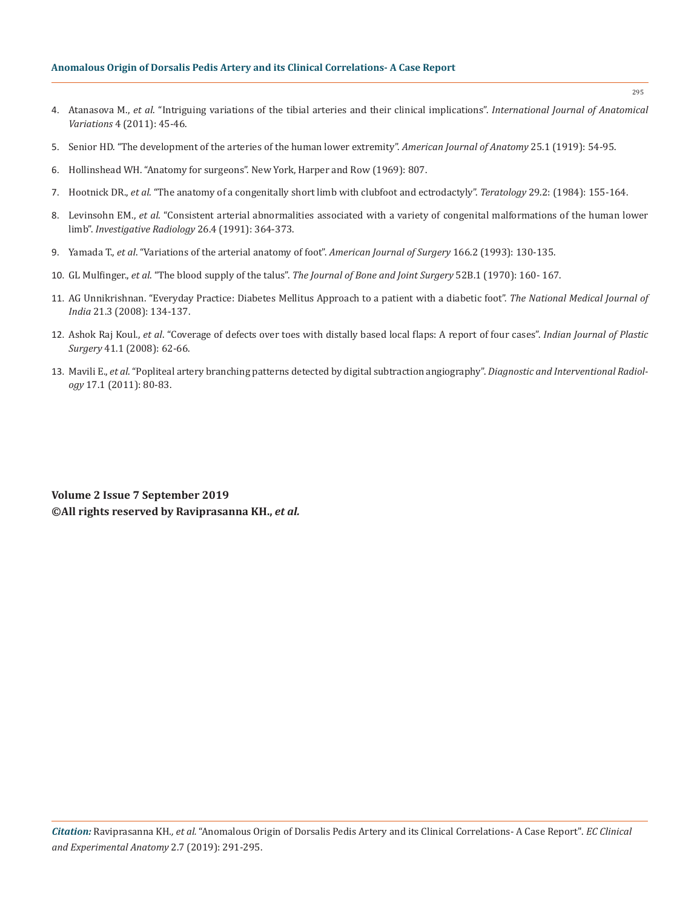4. Atanasova M., *et al*. "Intriguing variations of the tibial arteries and their clinical implications". *International Journal of Anatomical Variations* 4 (2011): 45-46.

5. Senior HD. "The development of the arteries of the human lower extremity". *American Journal of Anatomy* 25.1 (1919): 54-95.

6. Hollinshead WH. "Anatomy for surgeons". New York, Harper and Row (1969): 807.

7. Hootnick DR., *et al*. "The anatomy of a congenitally short limb with clubfoot and ectrodactyly". *Teratology* 29.2: (1984): 155-164.

8. Levinsohn EM., *et al*. "Consistent arterial abnormalities associated with a variety of congenital malformations of the human lower limb". *Investigative Radiology* 26.4 (1991): 364-373.

9. Yamada T., *et al*. "Variations of the arterial anatomy of foot". *American Journal of Surgery* 166.2 (1993): 130-135.

10. GL Mulfinger., *et al*. "The blood supply of the talus". *The Journal of Bone and Joint Surgery* 52B.1 (1970): 160- 167.

11. AG Unnikrishnan. "Everyday Practice: Diabetes Mellitus Approach to a patient with a diabetic foot". *The National Medical Journal of India* 21.3 (2008): 134-137.

12. Ashok Raj Koul., *et al*. "Coverage of defects over toes with distally based local flaps: A report of four cases". *Indian Journal of Plastic Surgery* 41.1 (2008): 62-66.

13. Mavili E., *et al*. "Popliteal artery branching patterns detected by digital subtraction angiography". *Diagnostic and Interventional Radiology* 17.1 (2011): 80-83.

**Volume 2 Issue 7 September 2019**
**©All rights reserved by Raviprasanna KH., *et al.***